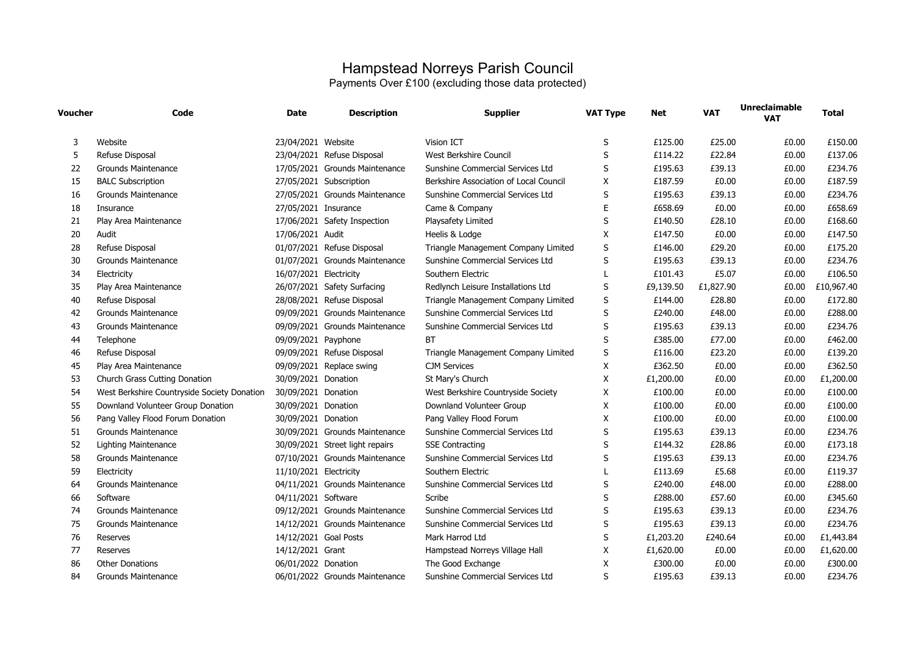# Hampstead Norreys Parish Council

Payments Over £100 (excluding those data protected)

| Voucher | Code | Date | Description | Supplier | VAT Type | Net | VAT | Unreclaimable VAT | Total |
|---|---|---|---|---|---|---|---|---|---|
| 3 | Website | 23/04/2021 | Website | Vision ICT | S | £125.00 | £25.00 | £0.00 | £150.00 |
| 5 | Refuse Disposal | 23/04/2021 | Refuse Disposal | West Berkshire Council | S | £114.22 | £22.84 | £0.00 | £137.06 |
| 22 | Grounds Maintenance | 17/05/2021 | Grounds Maintenance | Sunshine Commercial Services Ltd | S | £195.63 | £39.13 | £0.00 | £234.76 |
| 15 | BALC Subscription | 27/05/2021 | Subscription | Berkshire Association of Local Council | X | £187.59 | £0.00 | £0.00 | £187.59 |
| 16 | Grounds Maintenance | 27/05/2021 | Grounds Maintenance | Sunshine Commercial Services Ltd | S | £195.63 | £39.13 | £0.00 | £234.76 |
| 18 | Insurance | 27/05/2021 | Insurance | Came & Company | E | £658.69 | £0.00 | £0.00 | £658.69 |
| 21 | Play Area Maintenance | 17/06/2021 | Safety Inspection | Playsafety Limited | S | £140.50 | £28.10 | £0.00 | £168.60 |
| 20 | Audit | 17/06/2021 | Audit | Heelis & Lodge | X | £147.50 | £0.00 | £0.00 | £147.50 |
| 28 | Refuse Disposal | 01/07/2021 | Refuse Disposal | Triangle Management Company Limited | S | £146.00 | £29.20 | £0.00 | £175.20 |
| 30 | Grounds Maintenance | 01/07/2021 | Grounds Maintenance | Sunshine Commercial Services Ltd | S | £195.63 | £39.13 | £0.00 | £234.76 |
| 34 | Electricity | 16/07/2021 | Electricity | Southern Electric | L | £101.43 | £5.07 | £0.00 | £106.50 |
| 35 | Play Area Maintenance | 26/07/2021 | Safety Surfacing | Redlynch Leisure Installations Ltd | S | £9,139.50 | £1,827.90 | £0.00 | £10,967.40 |
| 40 | Refuse Disposal | 28/08/2021 | Refuse Disposal | Triangle Management Company Limited | S | £144.00 | £28.80 | £0.00 | £172.80 |
| 42 | Grounds Maintenance | 09/09/2021 | Grounds Maintenance | Sunshine Commercial Services Ltd | S | £240.00 | £48.00 | £0.00 | £288.00 |
| 43 | Grounds Maintenance | 09/09/2021 | Grounds Maintenance | Sunshine Commercial Services Ltd | S | £195.63 | £39.13 | £0.00 | £234.76 |
| 44 | Telephone | 09/09/2021 | Payphone | BT | S | £385.00 | £77.00 | £0.00 | £462.00 |
| 46 | Refuse Disposal | 09/09/2021 | Refuse Disposal | Triangle Management Company Limited | S | £116.00 | £23.20 | £0.00 | £139.20 |
| 45 | Play Area Maintenance | 09/09/2021 | Replace swing | CJM Services | X | £362.50 | £0.00 | £0.00 | £362.50 |
| 53 | Church Grass Cutting Donation | 30/09/2021 | Donation | St Mary's Church | X | £1,200.00 | £0.00 | £0.00 | £1,200.00 |
| 54 | West Berkshire Countryside Society Donation | 30/09/2021 | Donation | West Berkshire Countryside Society | X | £100.00 | £0.00 | £0.00 | £100.00 |
| 55 | Downland Volunteer Group Donation | 30/09/2021 | Donation | Downland Volunteer Group | X | £100.00 | £0.00 | £0.00 | £100.00 |
| 56 | Pang Valley Flood Forum Donation | 30/09/2021 | Donation | Pang Valley Flood Forum | X | £100.00 | £0.00 | £0.00 | £100.00 |
| 51 | Grounds Maintenance | 30/09/2021 | Grounds Maintenance | Sunshine Commercial Services Ltd | S | £195.63 | £39.13 | £0.00 | £234.76 |
| 52 | Lighting Maintenance | 30/09/2021 | Street light repairs | SSE Contracting | S | £144.32 | £28.86 | £0.00 | £173.18 |
| 58 | Grounds Maintenance | 07/10/2021 | Grounds Maintenance | Sunshine Commercial Services Ltd | S | £195.63 | £39.13 | £0.00 | £234.76 |
| 59 | Electricity | 11/10/2021 | Electricity | Southern Electric | L | £113.69 | £5.68 | £0.00 | £119.37 |
| 64 | Grounds Maintenance | 04/11/2021 | Grounds Maintenance | Sunshine Commercial Services Ltd | S | £240.00 | £48.00 | £0.00 | £288.00 |
| 66 | Software | 04/11/2021 | Software | Scribe | S | £288.00 | £57.60 | £0.00 | £345.60 |
| 74 | Grounds Maintenance | 09/12/2021 | Grounds Maintenance | Sunshine Commercial Services Ltd | S | £195.63 | £39.13 | £0.00 | £234.76 |
| 75 | Grounds Maintenance | 14/12/2021 | Grounds Maintenance | Sunshine Commercial Services Ltd | S | £195.63 | £39.13 | £0.00 | £234.76 |
| 76 | Reserves | 14/12/2021 | Goal Posts | Mark Harrod Ltd | S | £1,203.20 | £240.64 | £0.00 | £1,443.84 |
| 77 | Reserves | 14/12/2021 | Grant | Hampstead Norreys Village Hall | X | £1,620.00 | £0.00 | £0.00 | £1,620.00 |
| 86 | Other Donations | 06/01/2022 | Donation | The Good Exchange | X | £300.00 | £0.00 | £0.00 | £300.00 |
| 84 | Grounds Maintenance | 06/01/2022 | Grounds Maintenance | Sunshine Commercial Services Ltd | S | £195.63 | £39.13 | £0.00 | £234.76 |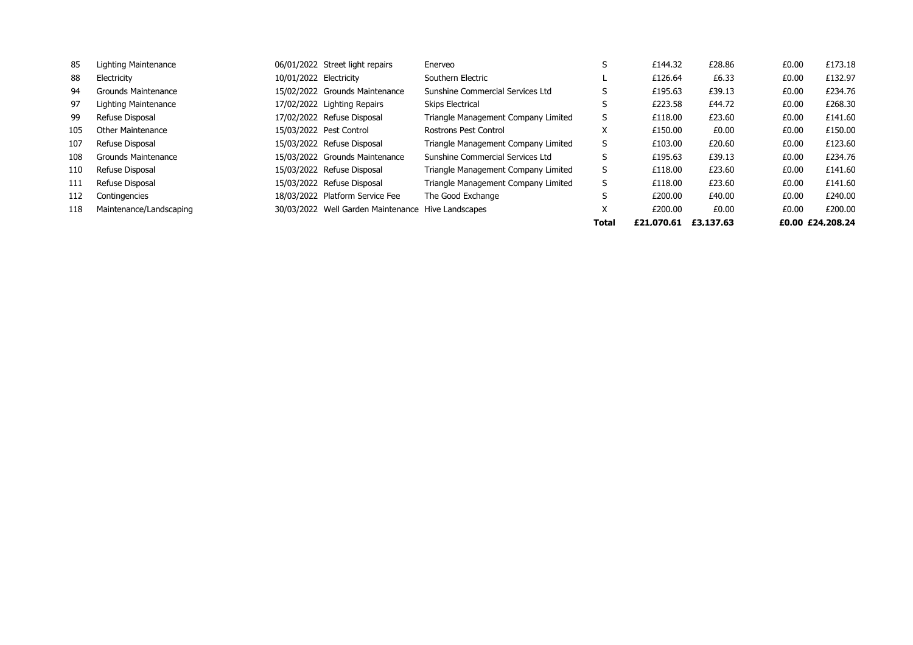| | | | | | | | | | |
|---|---|---|---|---|---|---|---|---|---|
| 85 | Lighting Maintenance | 06/01/2022 | Street light repairs | Enerveo | S | £144.32 | £28.86 | £0.00 | £173.18 |
| 88 | Electricity | 10/01/2022 | Electricity | Southern Electric | L | £126.64 | £6.33 | £0.00 | £132.97 |
| 94 | Grounds Maintenance | 15/02/2022 | Grounds Maintenance | Sunshine Commercial Services Ltd | S | £195.63 | £39.13 | £0.00 | £234.76 |
| 97 | Lighting Maintenance | 17/02/2022 | Lighting Repairs | Skips Electrical | S | £223.58 | £44.72 | £0.00 | £268.30 |
| 99 | Refuse Disposal | 17/02/2022 | Refuse Disposal | Triangle Management Company Limited | S | £118.00 | £23.60 | £0.00 | £141.60 |
| 105 | Other Maintenance | 15/03/2022 | Pest Control | Rostrons Pest Control | X | £150.00 | £0.00 | £0.00 | £150.00 |
| 107 | Refuse Disposal | 15/03/2022 | Refuse Disposal | Triangle Management Company Limited | S | £103.00 | £20.60 | £0.00 | £123.60 |
| 108 | Grounds Maintenance | 15/03/2022 | Grounds Maintenance | Sunshine Commercial Services Ltd | S | £195.63 | £39.13 | £0.00 | £234.76 |
| 110 | Refuse Disposal | 15/03/2022 | Refuse Disposal | Triangle Management Company Limited | S | £118.00 | £23.60 | £0.00 | £141.60 |
| 111 | Refuse Disposal | 15/03/2022 | Refuse Disposal | Triangle Management Company Limited | S | £118.00 | £23.60 | £0.00 | £141.60 |
| 112 | Contingencies | 18/03/2022 | Platform Service Fee | The Good Exchange | S | £200.00 | £40.00 | £0.00 | £240.00 |
| 118 | Maintenance/Landscaping | 30/03/2022 | Well Garden Maintenance | Hive Landscapes | X | £200.00 | £0.00 | £0.00 | £200.00 |
| | | | | | **Total** | **£21,070.61** | **£3,137.63** | **£0.00** | **£24,208.24** |